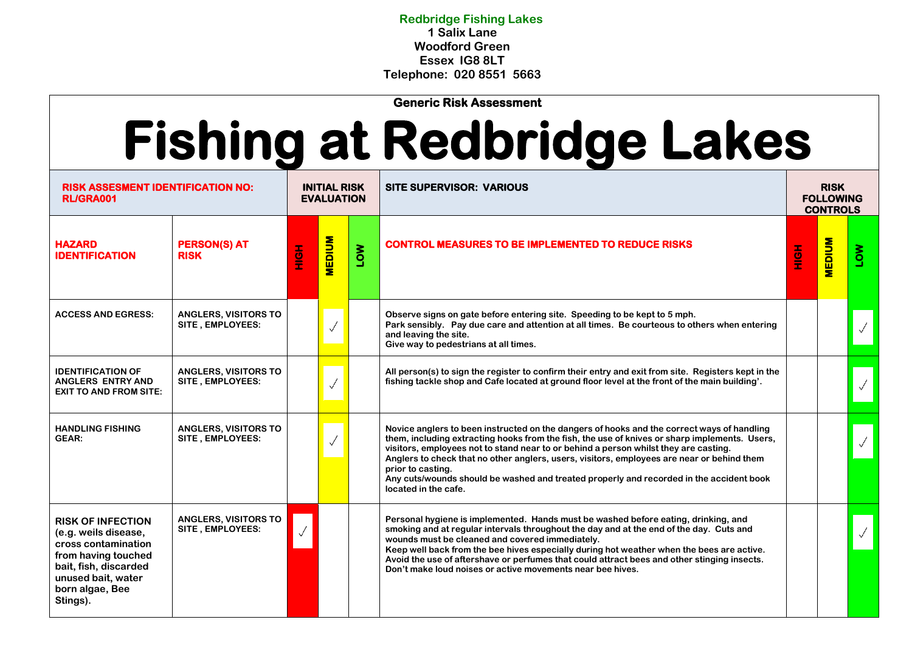**Redbridge Fishing Lakes**
**1 Salix Lane**
**Woodford Green**
**Essex IG8 8LT**
**Telephone: 020 8551 5663**

**Generic Risk Assessment**

# Fishing at Redbridge Lakes

| RISK ASSESMENT IDENTIFICATION NO: RL/GRA001 | | INITIAL RISK EVALUATION | | | SITE SUPERVISOR: VARIOUS | RISK FOLLOWING CONTROLS | | |
|---|---|---|---|---|---|---|---|---|
| **HAZARD IDENTIFICATION** | **PERSON(S) AT RISK** | **HIGH** | **MEDIUM** | **LOW** | **CONTROL MEASURES TO BE IMPLEMENTED TO REDUCE RISKS** | **HIGH** | **MEDIUM** | **LOW** |
| ACCESS AND EGRESS: | ANGLERS, VISITORS TO SITE , EMPLOYEES: | | ✓ | | Observe signs on gate before entering site. Speeding to be kept to 5 mph.<br>Park sensibly. Pay due care and attention at all times. Be courteous to others when entering and leaving the site.<br>Give way to pedestrians at all times. | | | ✓ |
| IDENTIFICATION OF ANGLERS ENTRY AND EXIT TO AND FROM SITE: | ANGLERS, VISITORS TO SITE , EMPLOYEES: | | ✓ | | All person(s) to sign the register to confirm their entry and exit from site. Registers kept in the fishing tackle shop and Cafe located at ground floor level at the front of the main building'. | | | ✓ |
| HANDLING FISHING GEAR: | ANGLERS, VISITORS TO SITE , EMPLOYEES: | | ✓ | | Novice anglers to been instructed on the dangers of hooks and the correct ways of handling them, including extracting hooks from the fish, the use of knives or sharp implements. Users, visitors, employees not to stand near to or behind a person whilst they are casting.<br>Anglers to check that no other anglers, users, visitors, employees are near or behind them prior to casting.<br>Any cuts/wounds should be washed and treated properly and recorded in the accident book located in the cafe. | | | ✓ |
| RISK OF INFECTION (e.g. weils disease, cross contamination from having touched bait, fish, discarded unused bait, water born algae, Bee Stings). | ANGLERS, VISITORS TO SITE , EMPLOYEES: | ✓ | | | Personal hygiene is implemented. Hands must be washed before eating, drinking, and smoking and at regular intervals throughout the day and at the end of the day. Cuts and wounds must be cleaned and covered immediately.<br>Keep well back from the bee hives especially during hot weather when the bees are active. Avoid the use of aftershave or perfumes that could attract bees and other stinging insects. Don't make loud noises or active movements near bee hives. | | | ✓ |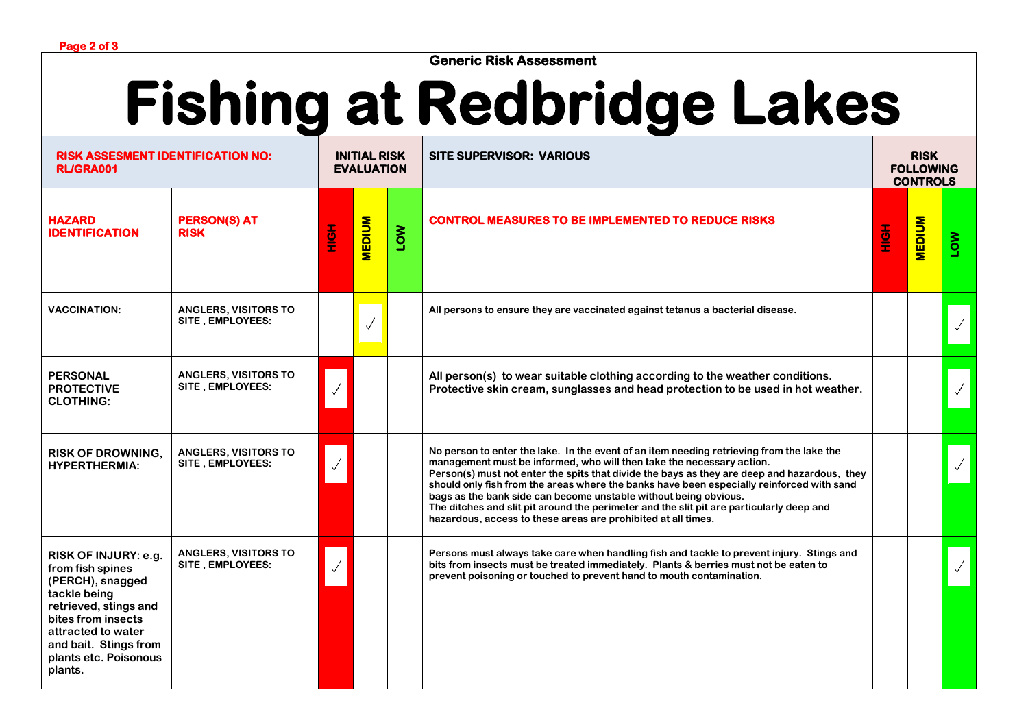Generic Risk Assessment

# Fishing at Redbridge Lakes

| RISK ASSESMENT IDENTIFICATION NO: RL/GRA001 | | INITIAL RISK EVALUATION | | | SITE SUPERVISOR: VARIOUS | RISK FOLLOWING CONTROLS | | |
|---|---|---|---|---|---|---|---|---|
| **HAZARD IDENTIFICATION** | **PERSON(S) AT RISK** | **HIGH** | **MEDIUM** | **LOW** | **CONTROL MEASURES TO BE IMPLEMENTED TO REDUCE RISKS** | **HIGH** | **MEDIUM** | **LOW** |
| VACCINATION: | ANGLERS, VISITORS TO SITE , EMPLOYEES: | | ✓ | | All persons to ensure they are vaccinated against tetanus a bacterial disease. | | | ✓ |
| PERSONAL PROTECTIVE CLOTHING: | ANGLERS, VISITORS TO SITE , EMPLOYEES: | ✓ | | | All person(s) to wear suitable clothing according to the weather conditions. Protective skin cream, sunglasses and head protection to be used in hot weather. | | | ✓ |
| RISK OF DROWNING, HYPERTHERMIA: | ANGLERS, VISITORS TO SITE , EMPLOYEES: | ✓ | | | No person to enter the lake. In the event of an item needing retrieving from the lake the management must be informed, who will then take the necessary action. Person(s) must not enter the spits that divide the bays as they are deep and hazardous, they should only fish from the areas where the banks have been especially reinforced with sand bags as the bank side can become unstable without being obvious. The ditches and slit pit around the perimeter and the slit pit are particularly deep and hazardous, access to these areas are prohibited at all times. | | | ✓ |
| RISK OF INJURY: e.g. from fish spines (PERCH), snagged tackle being retrieved, stings and bites from insects attracted to water and bait. Stings from plants etc. Poisonous plants. | ANGLERS, VISITORS TO SITE , EMPLOYEES: | ✓ | | | Persons must always take care when handling fish and tackle to prevent injury. Stings and bits from insects must be treated immediately. Plants & berries must not be eaten to prevent poisoning or touched to prevent hand to mouth contamination. | | | ✓ |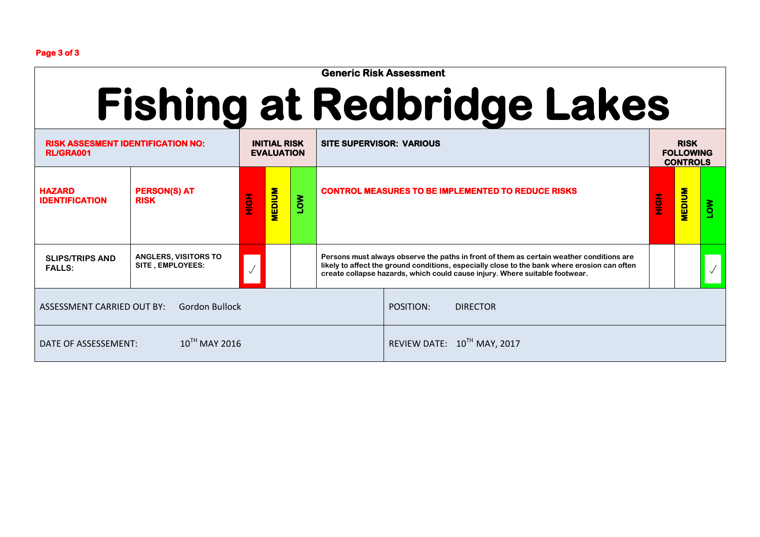**Generic Risk Assessment**

# Fishing at Redbridge Lakes

| RISK ASSESMENT IDENTIFICATION NO: RL/GRA001 | | INITIAL RISK EVALUATION | | | SITE SUPERVISOR: VARIOUS | RISK FOLLOWING CONTROLS | | |
|---|---|---|---|---|---|---|---|---|
| **HAZARD IDENTIFICATION** | **PERSON(S) AT RISK** | **HIGH** | **MEDIUM** | **LOW** | **CONTROL MEASURES TO BE IMPLEMENTED TO REDUCE RISKS** | **HIGH** | **MEDIUM** | **LOW** |
| **SLIPS/TRIPS AND FALLS:** | **ANGLERS, VISITORS TO SITE , EMPLOYEES:** | √ | | | **Persons must always observe the paths in front of them as certain weather conditions are likely to affect the ground conditions, especially close to the bank where erosion can often create collapse hazards, which could cause injury. Where suitable footwear.** | | | √ |

| | |
|---|---|
| ASSESSMENT CARRIED OUT BY: Gordon Bullock | POSITION: DIRECTOR |
| DATE OF ASSESSEMENT: 10TH MAY 2016 | REVIEW DATE: 10TH MAY, 2017 |